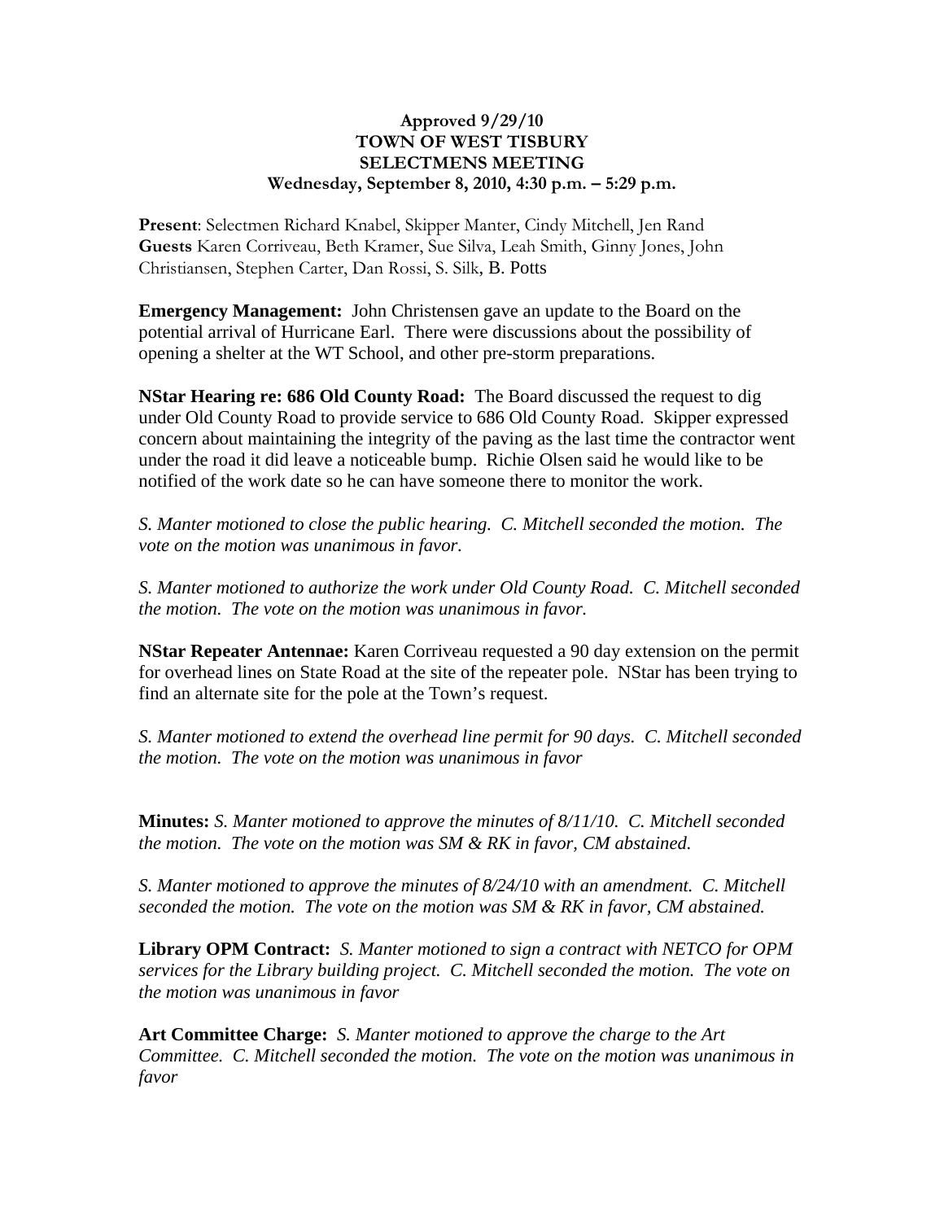**Approved 9/29/10**
**TOWN OF WEST TISBURY**
**SELECTMENS MEETING**
**Wednesday, September 8, 2010, 4:30 p.m. – 5:29 p.m.**

**Present**: Selectmen Richard Knabel, Skipper Manter, Cindy Mitchell, Jen Rand
**Guests** Karen Corriveau, Beth Kramer, Sue Silva, Leah Smith, Ginny Jones, John Christiansen, Stephen Carter, Dan Rossi, S. Silk, B. Potts

**Emergency Management:** John Christensen gave an update to the Board on the potential arrival of Hurricane Earl. There were discussions about the possibility of opening a shelter at the WT School, and other pre-storm preparations.

**NStar Hearing re: 686 Old County Road:** The Board discussed the request to dig under Old County Road to provide service to 686 Old County Road. Skipper expressed concern about maintaining the integrity of the paving as the last time the contractor went under the road it did leave a noticeable bump. Richie Olsen said he would like to be notified of the work date so he can have someone there to monitor the work.

*S. Manter motioned to close the public hearing. C. Mitchell seconded the motion. The vote on the motion was unanimous in favor.*

*S. Manter motioned to authorize the work under Old County Road. C. Mitchell seconded the motion. The vote on the motion was unanimous in favor.*

**NStar Repeater Antennae:** Karen Corriveau requested a 90 day extension on the permit for overhead lines on State Road at the site of the repeater pole. NStar has been trying to find an alternate site for the pole at the Town's request.

*S. Manter motioned to extend the overhead line permit for 90 days. C. Mitchell seconded the motion. The vote on the motion was unanimous in favor*

**Minutes:** *S. Manter motioned to approve the minutes of 8/11/10. C. Mitchell seconded the motion. The vote on the motion was SM & RK in favor, CM abstained.*

*S. Manter motioned to approve the minutes of 8/24/10 with an amendment. C. Mitchell seconded the motion. The vote on the motion was SM & RK in favor, CM abstained.*

**Library OPM Contract:** *S. Manter motioned to sign a contract with NETCO for OPM services for the Library building project. C. Mitchell seconded the motion. The vote on the motion was unanimous in favor*

**Art Committee Charge:** *S. Manter motioned to approve the charge to the Art Committee. C. Mitchell seconded the motion. The vote on the motion was unanimous in favor*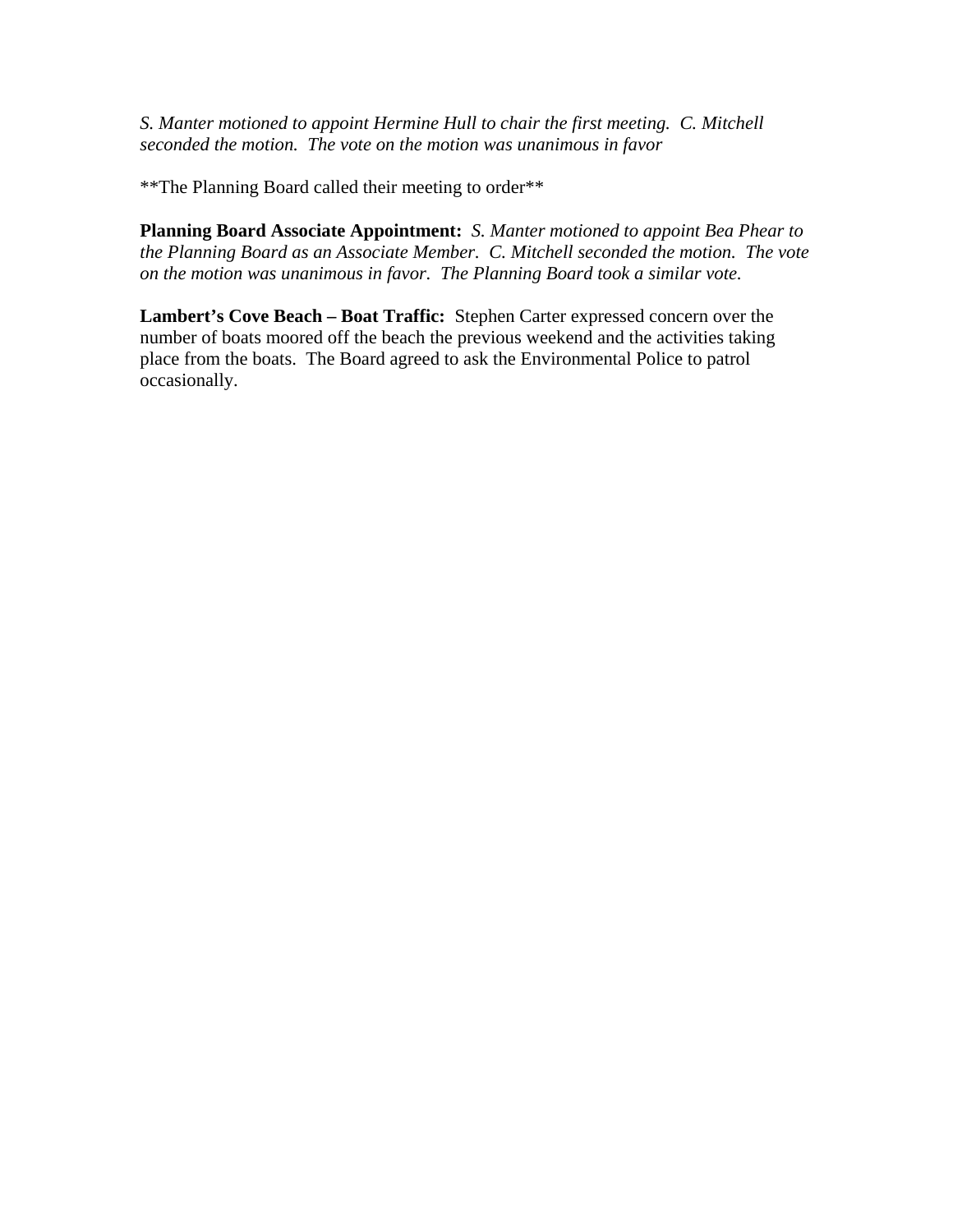*S. Manter motioned to appoint Hermine Hull to chair the first meeting. C. Mitchell seconded the motion. The vote on the motion was unanimous in favor*

**The Planning Board called their meeting to order**

**Planning Board Associate Appointment:** *S. Manter motioned to appoint Bea Phear to the Planning Board as an Associate Member. C. Mitchell seconded the motion. The vote on the motion was unanimous in favor. The Planning Board took a similar vote.*

**Lambert's Cove Beach – Boat Traffic:** Stephen Carter expressed concern over the number of boats moored off the beach the previous weekend and the activities taking place from the boats. The Board agreed to ask the Environmental Police to patrol occasionally.